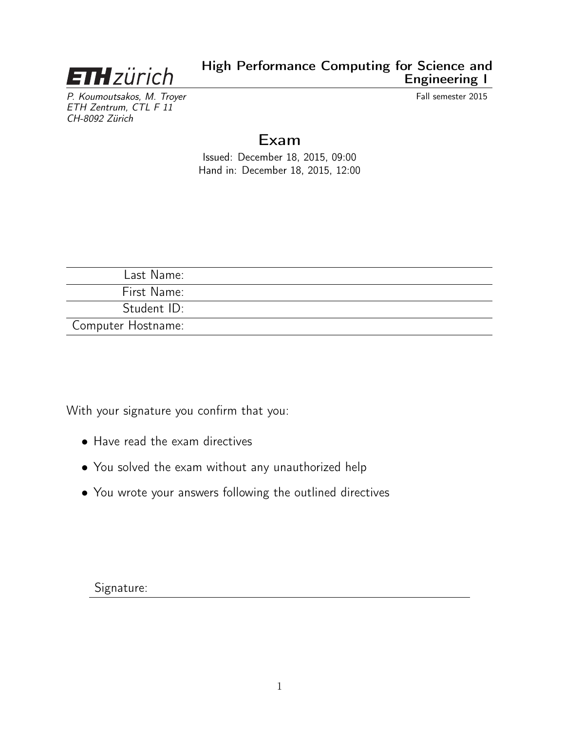**ETH zürich**

## High Performance Computing for Science and Engineering I

*P. Koumoutsakos, M. Troyer*
*ETH Zentrum, CTL F 11*
*CH-8092 Zürich*

Fall semester 2015

# Exam

Issued: December 18, 2015, 09:00
Hand in: December 18, 2015, 12:00

| | |
|---|---|
| Last Name: | |
| First Name: | |
| Student ID: | |
| Computer Hostname: | |

With your signature you confirm that you:

- Have read the exam directives
- You solved the exam without any unauthorized help
- You wrote your answers following the outlined directives

Signature: ______________________________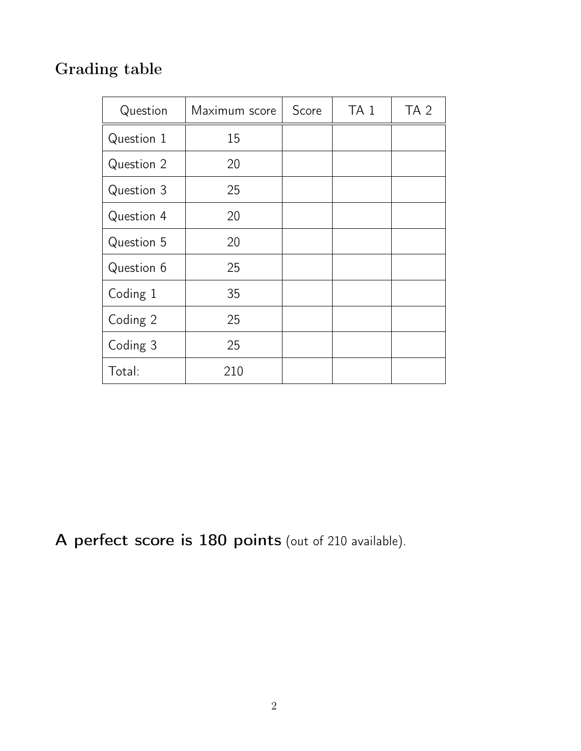## Grading table

| Question | Maximum score | Score | TA 1 | TA 2 |
| --- | --- | --- | --- | --- |
| Question 1 | 15 | | | |
| Question 2 | 20 | | | |
| Question 3 | 25 | | | |
| Question 4 | 20 | | | |
| Question 5 | 20 | | | |
| Question 6 | 25 | | | |
| Coding 1 | 35 | | | |
| Coding 2 | 25 | | | |
| Coding 3 | 25 | | | |
| Total: | 210 | | | |

**A perfect score is 180 points** (out of 210 available).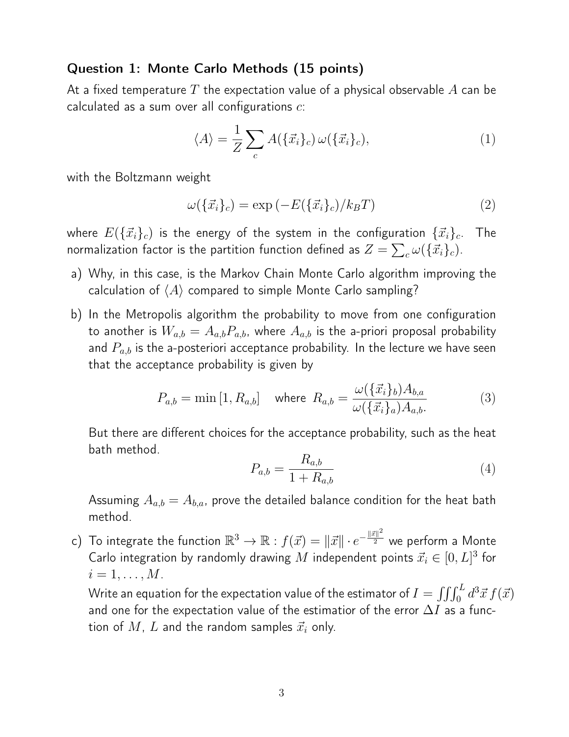## Question 1: Monte Carlo Methods (15 points)

At a fixed temperature $T$ the expectation value of a physical observable $A$ can be calculated as a sum over all configurations $c$:

$$\langle A \rangle = \frac{1}{Z} \sum_c A(\{\vec{x}_i\}_c)\, \omega(\{\vec{x}_i\}_c), \tag{1}$$

with the Boltzmann weight

$$\omega(\{\vec{x}_i\}_c) = \exp\left(-E(\{\vec{x}_i\}_c)/k_B T\right) \tag{2}$$

where $E(\{\vec{x}_i\}_c)$ is the energy of the system in the configuration $\{\vec{x}_i\}_c$. The normalization factor is the partition function defined as $Z = \sum_c \omega(\{\vec{x}_i\}_c)$.

a) Why, in this case, is the Markov Chain Monte Carlo algorithm improving the calculation of $\langle A \rangle$ compared to simple Monte Carlo sampling?

b) In the Metropolis algorithm the probability to move from one configuration to another is $W_{a,b} = A_{a,b} P_{a,b}$, where $A_{a,b}$ is the a-priori proposal probability and $P_{a,b}$ is the a-posteriori acceptance probability. In the lecture we have seen that the acceptance probability is given by

$$P_{a,b} = \min\left[1, R_{a,b}\right] \quad \text{where } R_{a,b} = \frac{\omega(\{\vec{x}_i\}_b) A_{b,a}}{\omega(\{\vec{x}_i\}_a) A_{a,b}.} \tag{3}$$

But there are different choices for the acceptance probability, such as the heat bath method.

$$P_{a,b} = \frac{R_{a,b}}{1 + R_{a,b}} \tag{4}$$

Assuming $A_{a,b} = A_{b,a}$, prove the detailed balance condition for the heat bath method.

c) To integrate the function $\mathbb{R}^3 \to \mathbb{R} : f(\vec{x}) = \|\vec{x}\| \cdot e^{-\frac{\|\vec{x}\|^2}{2}}$ we perform a Monte Carlo integration by randomly drawing $M$ independent points $\vec{x}_i \in [0, L]^3$ for $i = 1, \dots, M$.

Write an equation for the expectation value of the estimator of $I = \iiint_0^L d^3\vec{x}\, f(\vec{x})$ and one for the expectation value of the estimatior of the error $\Delta I$ as a function of $M$, $L$ and the random samples $\vec{x}_i$ only.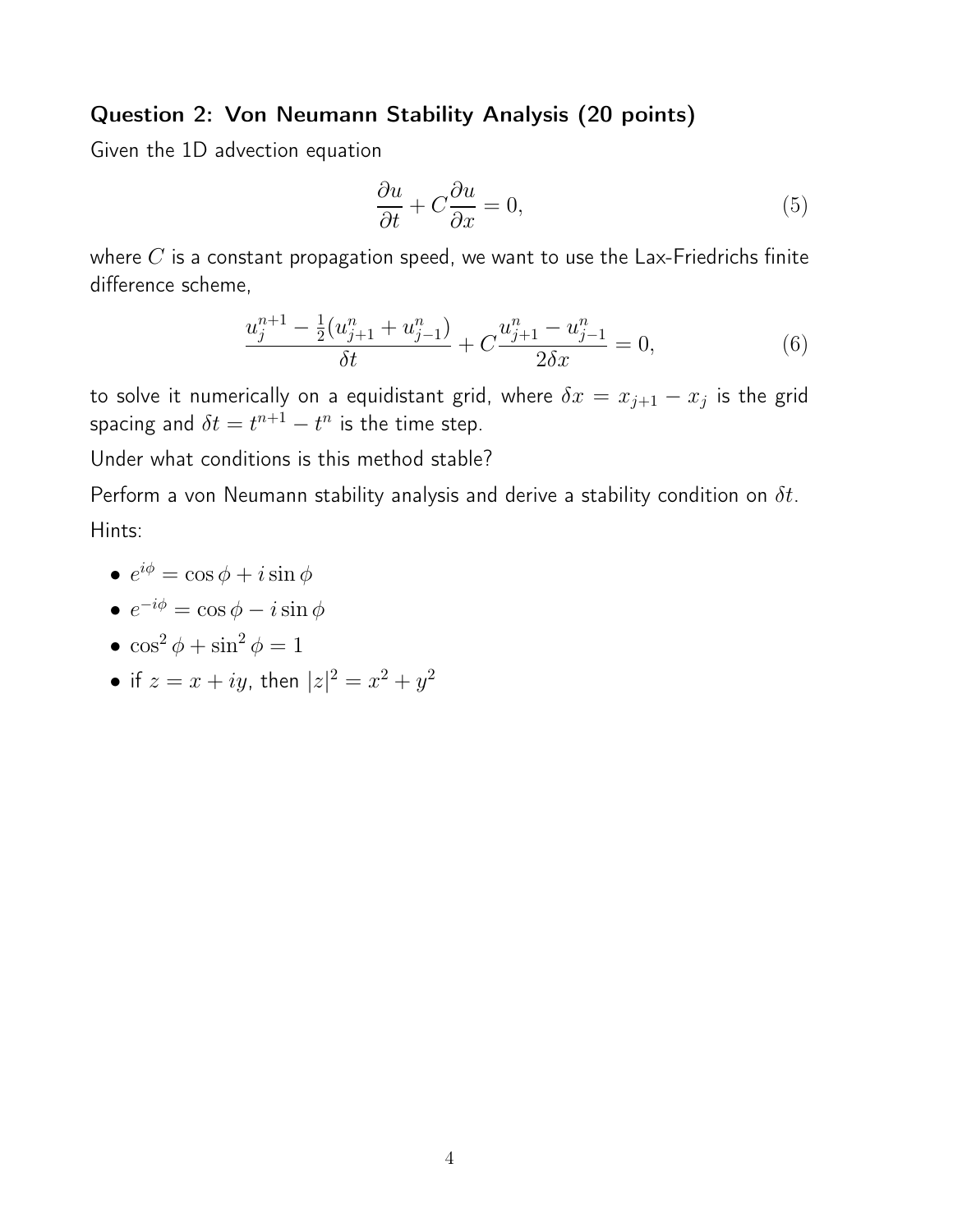### Question 2: Von Neumann Stability Analysis (20 points)

Given the 1D advection equation

$$\frac{\partial u}{\partial t} + C\frac{\partial u}{\partial x} = 0, \tag{5}$$

where $C$ is a constant propagation speed, we want to use the Lax-Friedrichs finite difference scheme,

$$\frac{u_j^{n+1} - \frac{1}{2}(u_{j+1}^n + u_{j-1}^n)}{\delta t} + C\frac{u_{j+1}^n - u_{j-1}^n}{2\delta x} = 0, \tag{6}$$

to solve it numerically on a equidistant grid, where $\delta x = x_{j+1} - x_j$ is the grid spacing and $\delta t = t^{n+1} - t^n$ is the time step.

Under what conditions is this method stable?

Perform a von Neumann stability analysis and derive a stability condition on $\delta t$.

Hints:

- $e^{i\phi} = \cos\phi + i\sin\phi$
- $e^{-i\phi} = \cos\phi - i\sin\phi$
- $\cos^2\phi + \sin^2\phi = 1$
- if $z = x + iy$, then $|z|^2 = x^2 + y^2$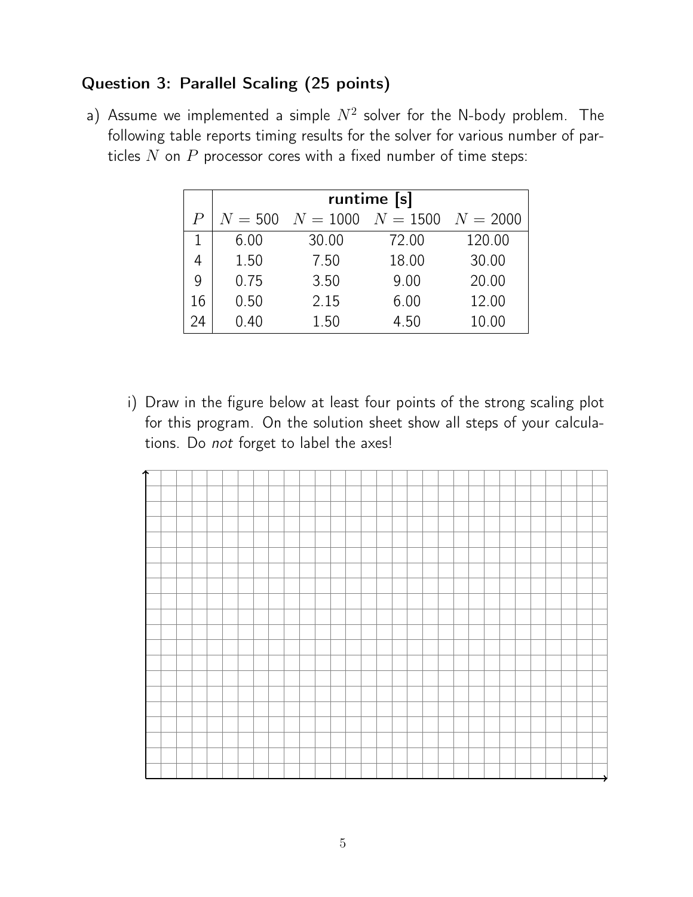## Question 3: Parallel Scaling (25 points)

a) Assume we implemented a simple $N^2$ solver for the N-body problem. The following table reports timing results for the solver for various number of particles $N$ on $P$ processor cores with a fixed number of time steps:

| | **runtime [s]** | | | |
|---|---|---|---|---|
| $P$ | $N = 500$ | $N = 1000$ | $N = 1500$ | $N = 2000$ |
| 1 | 6.00 | 30.00 | 72.00 | 120.00 |
| 4 | 1.50 | 7.50 | 18.00 | 30.00 |
| 9 | 0.75 | 3.50 | 9.00 | 20.00 |
| 16 | 0.50 | 2.15 | 6.00 | 12.00 |
| 24 | 0.40 | 1.50 | 4.50 | 10.00 |

i) Draw in the figure below at least four points of the strong scaling plot for this program. On the solution sheet show all steps of your calculations. Do *not* forget to label the axes!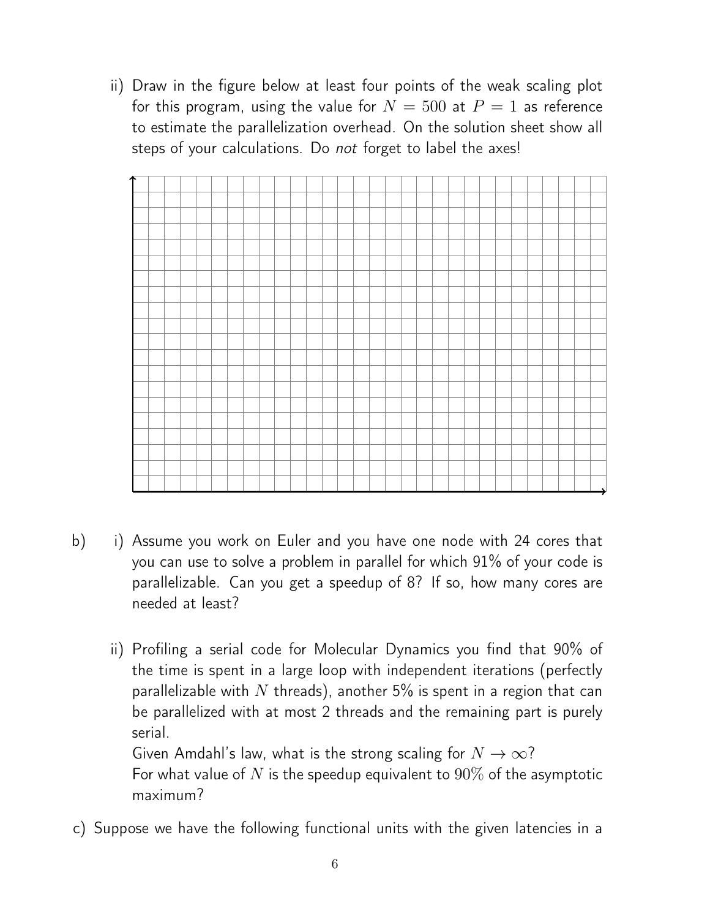ii) Draw in the figure below at least four points of the weak scaling plot for this program, using the value for $N = 500$ at $P = 1$ as reference to estimate the parallelization overhead. On the solution sheet show all steps of your calculations. Do *not* forget to label the axes!

b) i) Assume you work on Euler and you have one node with 24 cores that you can use to solve a problem in parallel for which 91% of your code is parallelizable. Can you get a speedup of 8? If so, how many cores are needed at least?

ii) Profiling a serial code for Molecular Dynamics you find that 90% of the time is spent in a large loop with independent iterations (perfectly parallelizable with $N$ threads), another 5% is spent in a region that can be parallelized with at most 2 threads and the remaining part is purely serial.

Given Amdahl's law, what is the strong scaling for $N \to \infty$?

For what value of $N$ is the speedup equivalent to $90\%$ of the asymptotic maximum?

c) Suppose we have the following functional units with the given latencies in a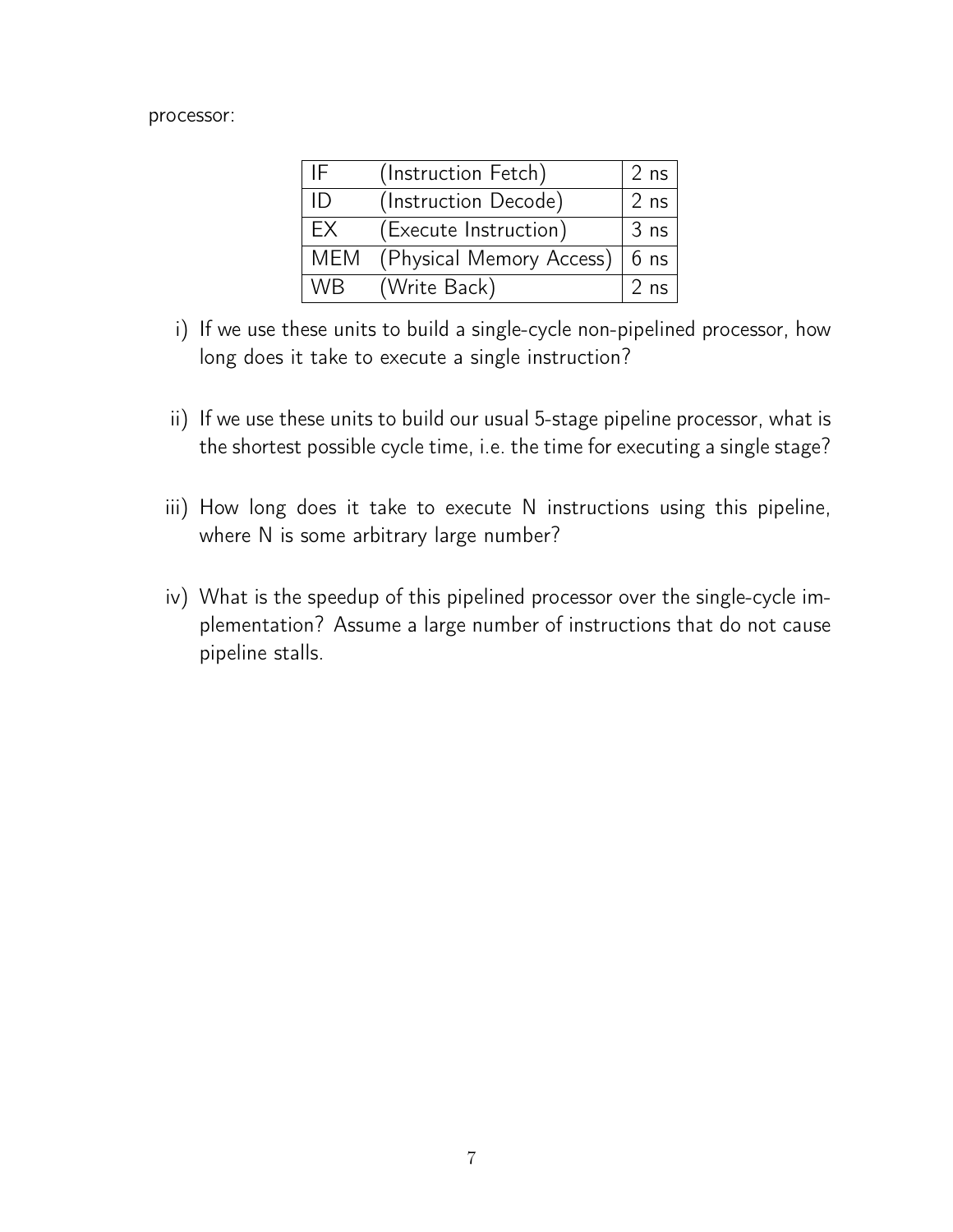processor:

| IF | (Instruction Fetch) | 2 ns |
|---|---|---|
| ID | (Instruction Decode) | 2 ns |
| EX | (Execute Instruction) | 3 ns |
| MEM | (Physical Memory Access) | 6 ns |
| WB | (Write Back) | 2 ns |

i) If we use these units to build a single-cycle non-pipelined processor, how long does it take to execute a single instruction?

ii) If we use these units to build our usual 5-stage pipeline processor, what is the shortest possible cycle time, i.e. the time for executing a single stage?

iii) How long does it take to execute N instructions using this pipeline, where N is some arbitrary large number?

iv) What is the speedup of this pipelined processor over the single-cycle implementation? Assume a large number of instructions that do not cause pipeline stalls.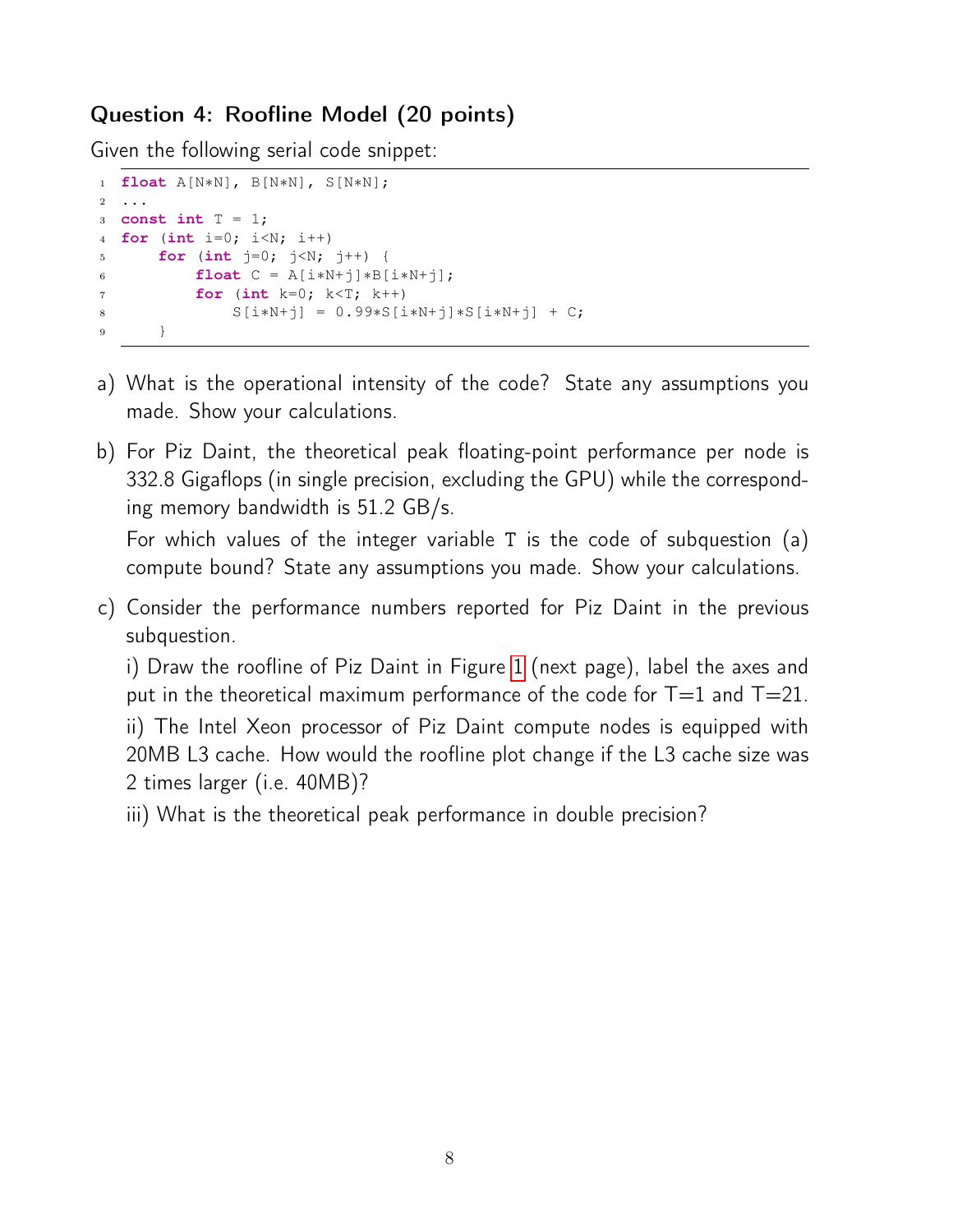### Question 4: Roofline Model (20 points)

Given the following serial code snippet:

```
float A[N*N], B[N*N], S[N*N];
...
const int T = 1;
for (int i=0; i<N; i++)
    for (int j=0; j<N; j++) {
        float C = A[i*N+j]*B[i*N+j];
        for (int k=0; k<T; k++)
            S[i*N+j] = 0.99*S[i*N+j]*S[i*N+j] + C;
    }
```

a) What is the operational intensity of the code? State any assumptions you made. Show your calculations.

b) For Piz Daint, the theoretical peak floating-point performance per node is 332.8 Gigaflops (in single precision, excluding the GPU) while the corresponding memory bandwidth is 51.2 GB/s.

   For which values of the integer variable `T` is the code of subquestion (a) compute bound? State any assumptions you made. Show your calculations.

c) Consider the performance numbers reported for Piz Daint in the previous subquestion.

   i) Draw the roofline of Piz Daint in Figure 1 (next page), label the axes and put in the theoretical maximum performance of the code for T=1 and T=21.

   ii) The Intel Xeon processor of Piz Daint compute nodes is equipped with 20MB L3 cache. How would the roofline plot change if the L3 cache size was 2 times larger (i.e. 40MB)?

   iii) What is the theoretical peak performance in double precision?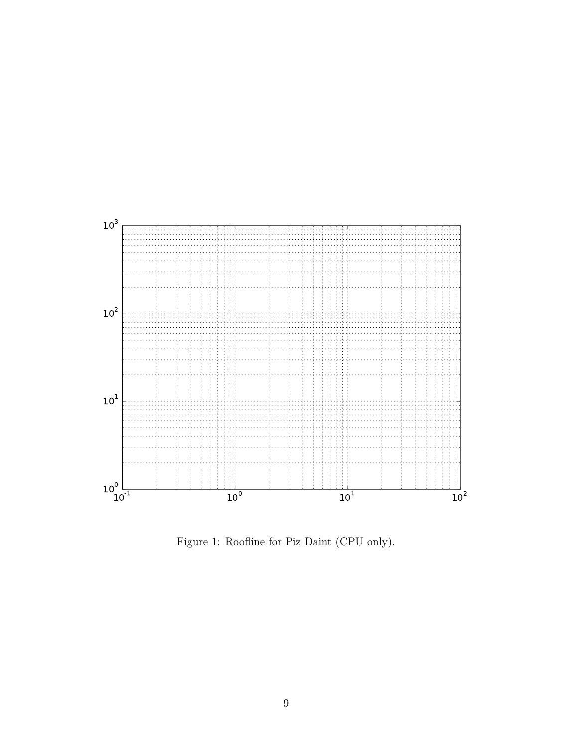Figure 1: Roofline for Piz Daint (CPU only).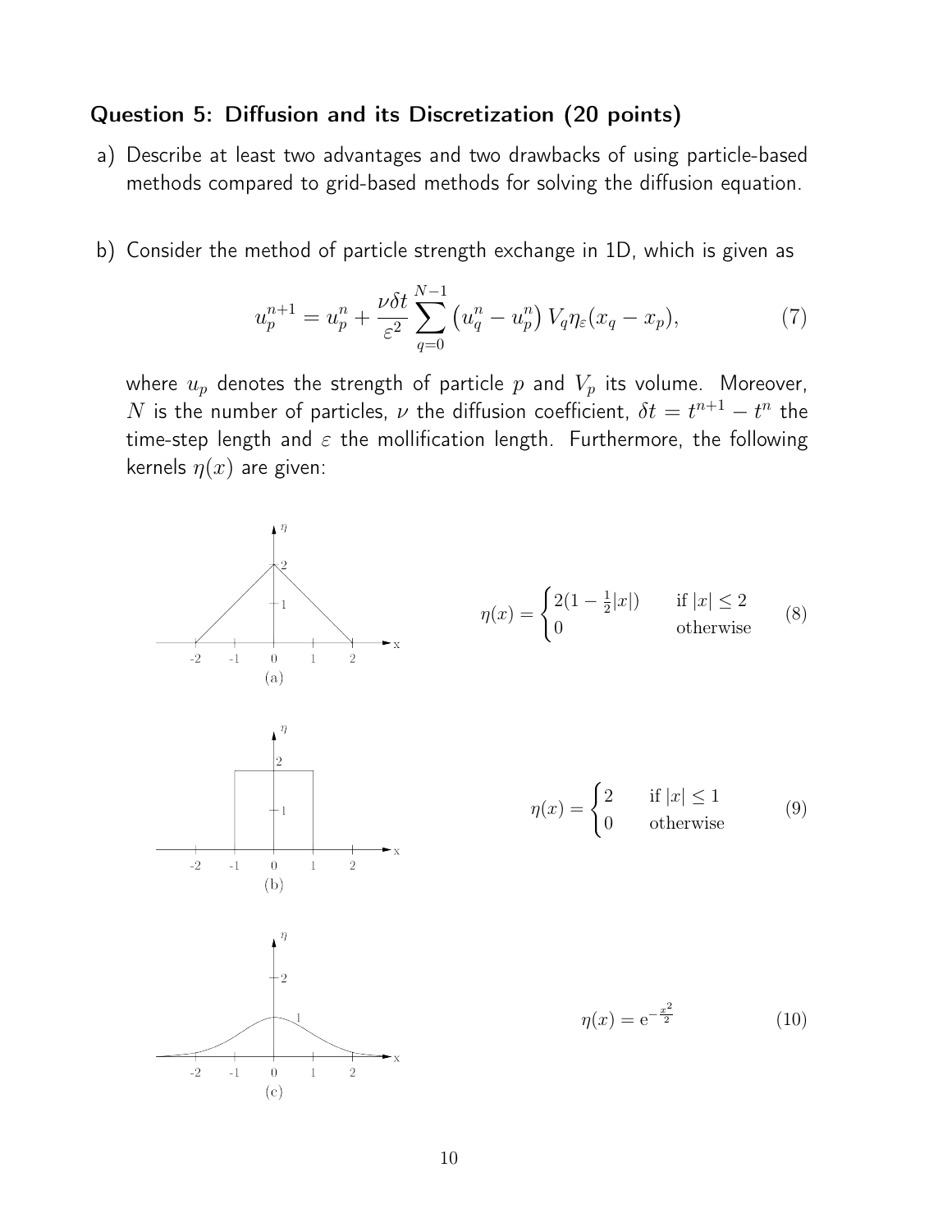### Question 5: Diffusion and its Discretization (20 points)

a) Describe at least two advantages and two drawbacks of using particle-based methods compared to grid-based methods for solving the diffusion equation.

b) Consider the method of particle strength exchange in 1D, which is given as

$$u_p^{n+1} = u_p^n + \frac{\nu \delta t}{\varepsilon^2} \sum_{q=0}^{N-1} \left( u_q^n - u_p^n \right) V_q \eta_\varepsilon(x_q - x_p), \tag{7}$$

where $u_p$ denotes the strength of particle $p$ and $V_p$ its volume. Moreover, $N$ is the number of particles, $\nu$ the diffusion coefficient, $\delta t = t^{n+1} - t^n$ the time-step length and $\varepsilon$ the mollification length. Furthermore, the following kernels $\eta(x)$ are given:

(a)

$$\eta(x) = \begin{cases} 2(1 - \frac{1}{2}|x|) & \text{if } |x| \leq 2 \\ 0 & \text{otherwise} \end{cases} \tag{8}$$

(b)

$$\eta(x) = \begin{cases} 2 & \text{if } |x| \leq 1 \\ 0 & \text{otherwise} \end{cases} \tag{9}$$

(c)

$$\eta(x) = \mathrm{e}^{-\frac{x^2}{2}} \tag{10}$$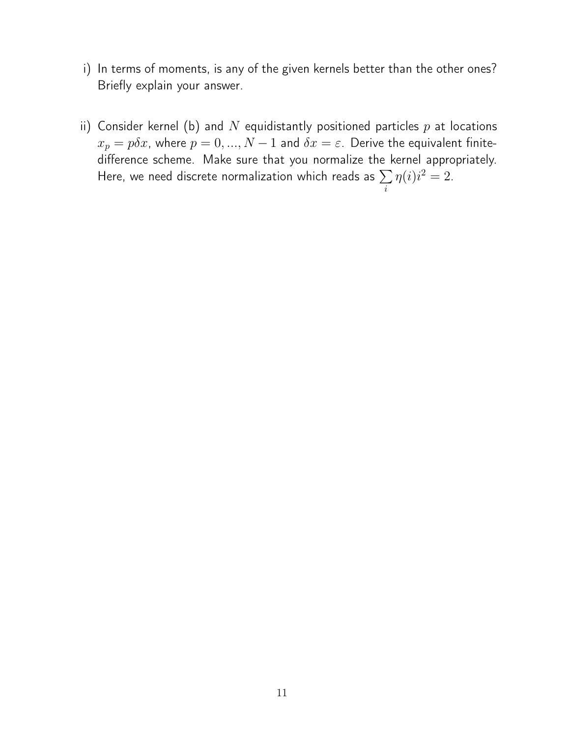i) In terms of moments, is any of the given kernels better than the other ones? Briefly explain your answer.

ii) Consider kernel (b) and $N$ equidistantly positioned particles $p$ at locations $x_p = p\delta x$, where $p = 0, ..., N-1$ and $\delta x = \varepsilon$. Derive the equivalent finite-difference scheme. Make sure that you normalize the kernel appropriately. Here, we need discrete normalization which reads as $\sum_i \eta(i) i^2 = 2$.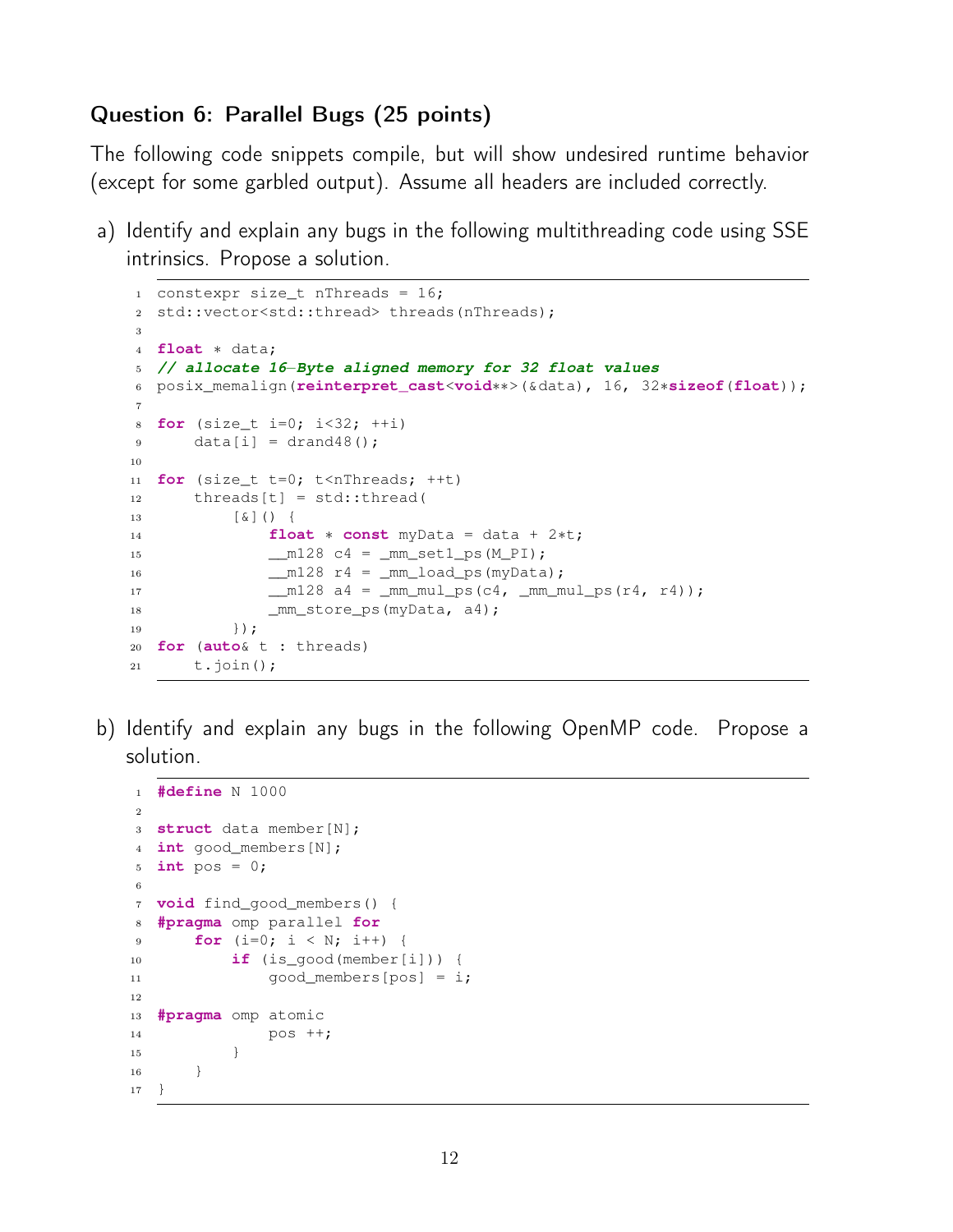### Question 6: Parallel Bugs (25 points)

The following code snippets compile, but will show undesired runtime behavior (except for some garbled output). Assume all headers are included correctly.

a) Identify and explain any bugs in the following multithreading code using SSE intrinsics. Propose a solution.

```
constexpr size_t nThreads = 16;
std::vector<std::thread> threads(nThreads);

float * data;
// allocate 16-Byte aligned memory for 32 float values
posix_memalign(reinterpret_cast<void**>(&data), 16, 32*sizeof(float));

for (size_t i=0; i<32; ++i)
    data[i] = drand48();

for (size_t t=0; t<nThreads; ++t)
    threads[t] = std::thread(
        [&]() {
            float * const myData = data + 2*t;
            __m128 c4 = _mm_set1_ps(M_PI);
            __m128 r4 = _mm_load_ps(myData);
            __m128 a4 = _mm_mul_ps(c4, _mm_mul_ps(r4, r4));
            _mm_store_ps(myData, a4);
        });
for (auto& t : threads)
    t.join();
```

b) Identify and explain any bugs in the following OpenMP code. Propose a solution.

```
#define N 1000

struct data member[N];
int good_members[N];
int pos = 0;

void find_good_members() {
#pragma omp parallel for
    for (i=0; i < N; i++) {
        if (is_good(member[i])) {
            good_members[pos] = i;

#pragma omp atomic
            pos ++;
        }
    }
}
```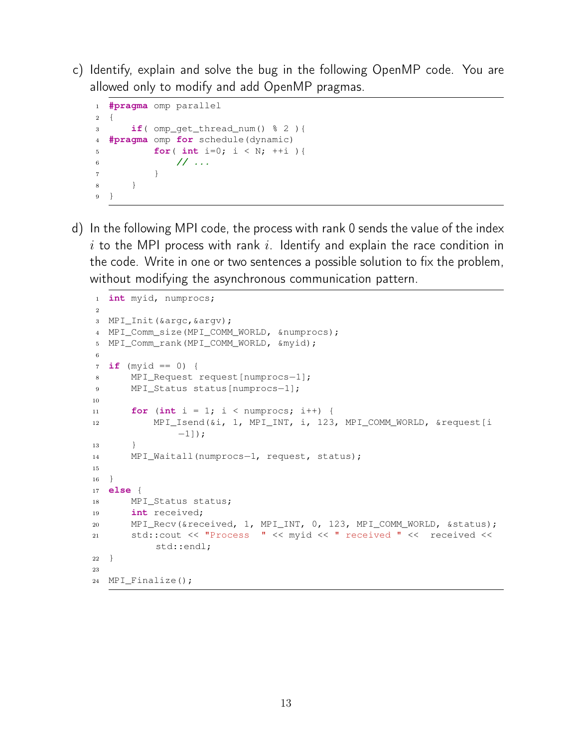c) Identify, explain and solve the bug in the following OpenMP code. You are allowed only to modify and add OpenMP pragmas.

```
#pragma omp parallel
{
    if( omp_get_thread_num() % 2 ){
#pragma omp for schedule(dynamic)
        for( int i=0; i < N; ++i ){
            // ...
        }
    }
}
```

d) In the following MPI code, the process with rank 0 sends the value of the index $i$ to the MPI process with rank $i$. Identify and explain the race condition in the code. Write in one or two sentences a possible solution to fix the problem, without modifying the asynchronous communication pattern.

```
int myid, numprocs;

MPI_Init(&argc,&argv);
MPI_Comm_size(MPI_COMM_WORLD, &numprocs);
MPI_Comm_rank(MPI_COMM_WORLD, &myid);

if (myid == 0) {
    MPI_Request request[numprocs-1];
    MPI_Status status[numprocs-1];

    for (int i = 1; i < numprocs; i++) {
        MPI_Isend(&i, 1, MPI_INT, i, 123, MPI_COMM_WORLD, &request[i
            -1]);
    }
    MPI_Waitall(numprocs-1, request, status);

}
else {
    MPI_Status status;
    int received;
    MPI_Recv(&received, 1, MPI_INT, 0, 123, MPI_COMM_WORLD, &status);
    std::cout << "Process  " << myid << " received " <<  received <<
        std::endl;
}

MPI_Finalize();
```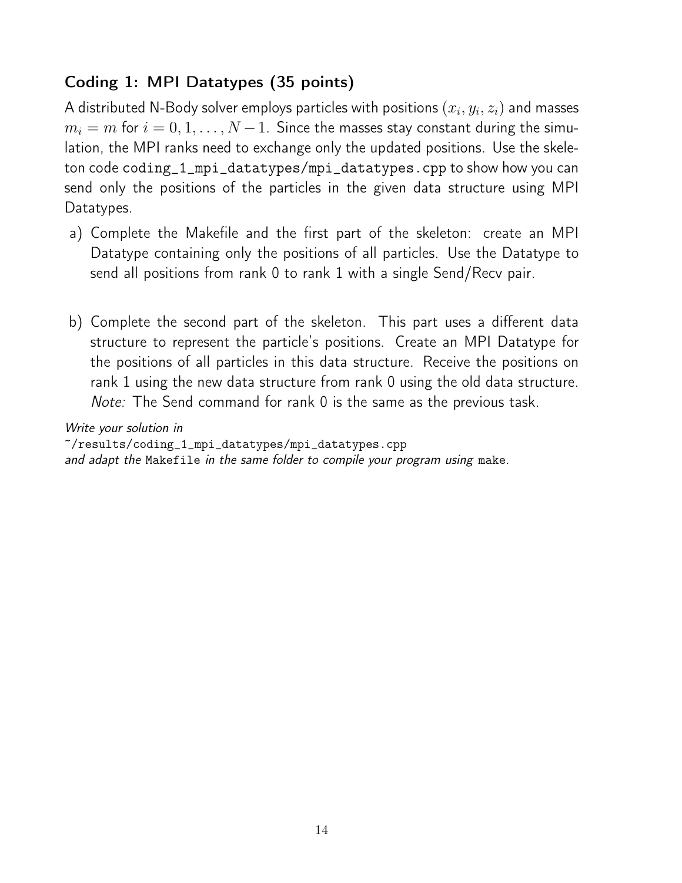### Coding 1: MPI Datatypes (35 points)

A distributed N-Body solver employs particles with positions $(x_i, y_i, z_i)$ and masses $m_i = m$ for $i = 0, 1, \ldots, N-1$. Since the masses stay constant during the simulation, the MPI ranks need to exchange only the updated positions. Use the skeleton code `coding_1_mpi_datatypes/mpi_datatypes.cpp` to show how you can send only the positions of the particles in the given data structure using MPI Datatypes.

a) Complete the Makefile and the first part of the skeleton: create an MPI Datatype containing only the positions of all particles. Use the Datatype to send all positions from rank 0 to rank 1 with a single Send/Recv pair.

b) Complete the second part of the skeleton. This part uses a different data structure to represent the particle's positions. Create an MPI Datatype for the positions of all particles in this data structure. Receive the positions on rank 1 using the new data structure from rank 0 using the old data structure. *Note:* The Send command for rank 0 is the same as the previous task.

*Write your solution in*
`~/results/coding_1_mpi_datatypes/mpi_datatypes.cpp`
*and adapt the* `Makefile` *in the same folder to compile your program using* `make`*.*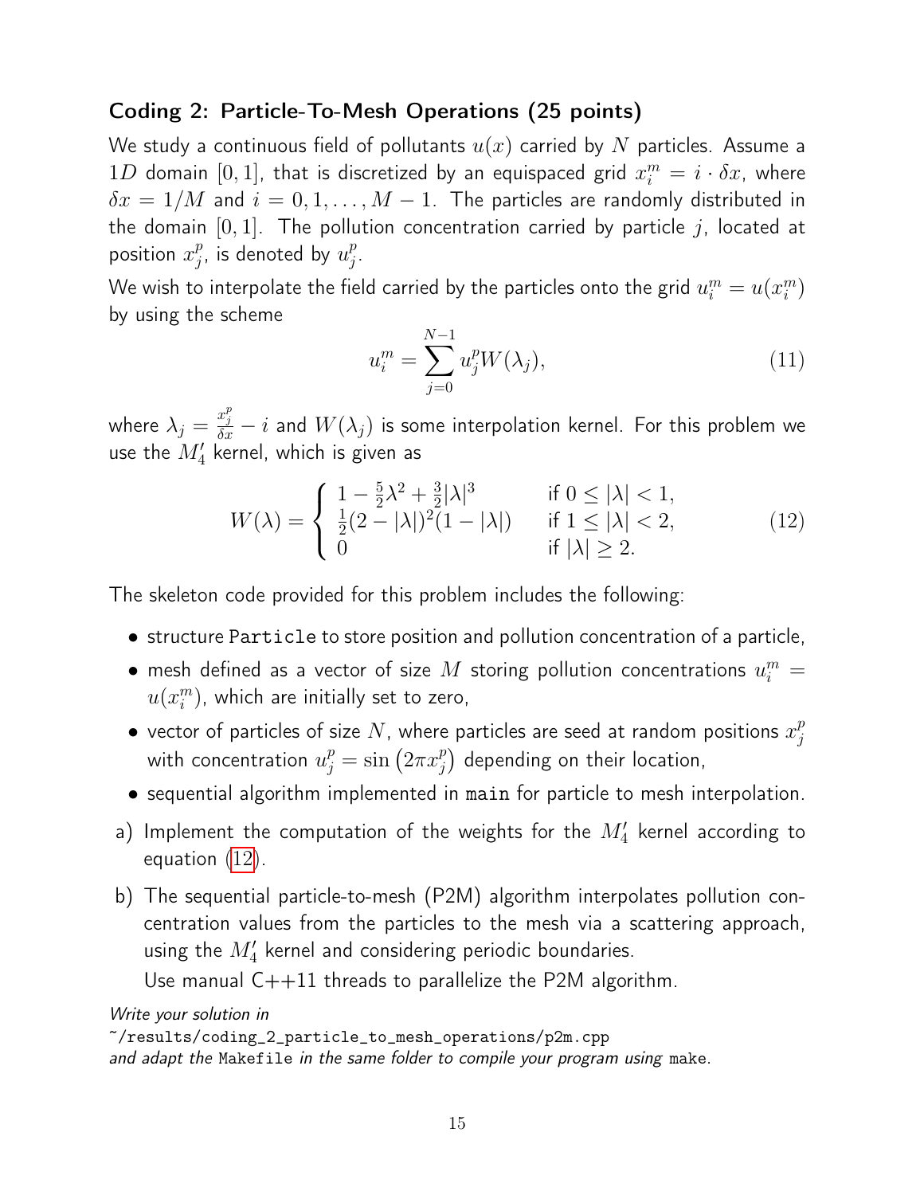### Coding 2: Particle-To-Mesh Operations (25 points)

We study a continuous field of pollutants $u(x)$ carried by $N$ particles. Assume a $1D$ domain $[0, 1]$, that is discretized by an equispaced grid $x_i^m = i \cdot \delta x$, where $\delta x = 1/M$ and $i = 0, 1, \ldots, M-1$. The particles are randomly distributed in the domain $[0, 1]$. The pollution concentration carried by particle $j$, located at position $x_j^p$, is denoted by $u_j^p$.

We wish to interpolate the field carried by the particles onto the grid $u_i^m = u(x_i^m)$ by using the scheme

$$u_i^m = \sum_{j=0}^{N-1} u_j^p W(\lambda_j), \tag{11}$$

where $\lambda_j = \frac{x_j^p}{\delta x} - i$ and $W(\lambda_j)$ is some interpolation kernel. For this problem we use the $M_4'$ kernel, which is given as

$$W(\lambda) = \begin{cases} 1 - \frac{5}{2}\lambda^2 + \frac{3}{2}|\lambda|^3 & \text{if } 0 \leq |\lambda| < 1, \\ \frac{1}{2}(2 - |\lambda|)^2(1 - |\lambda|) & \text{if } 1 \leq |\lambda| < 2, \\ 0 & \text{if } |\lambda| \geq 2. \end{cases} \tag{12}$$

The skeleton code provided for this problem includes the following:

- structure `Particle` to store position and pollution concentration of a particle,
- mesh defined as a vector of size $M$ storing pollution concentrations $u_i^m = u(x_i^m)$, which are initially set to zero,
- vector of particles of size $N$, where particles are seed at random positions $x_j^p$ with concentration $u_j^p = \sin\left(2\pi x_j^p\right)$ depending on their location,
- sequential algorithm implemented in `main` for particle to mesh interpolation.

a) Implement the computation of the weights for the $M_4'$ kernel according to equation (12).

b) The sequential particle-to-mesh (P2M) algorithm interpolates pollution concentration values from the particles to the mesh via a scattering approach, using the $M_4'$ kernel and considering periodic boundaries.

   Use manual C++11 threads to parallelize the P2M algorithm.

*Write your solution in*
`~/results/coding_2_particle_to_mesh_operations/p2m.cpp`
*and adapt the* `Makefile` *in the same folder to compile your program using* `make`.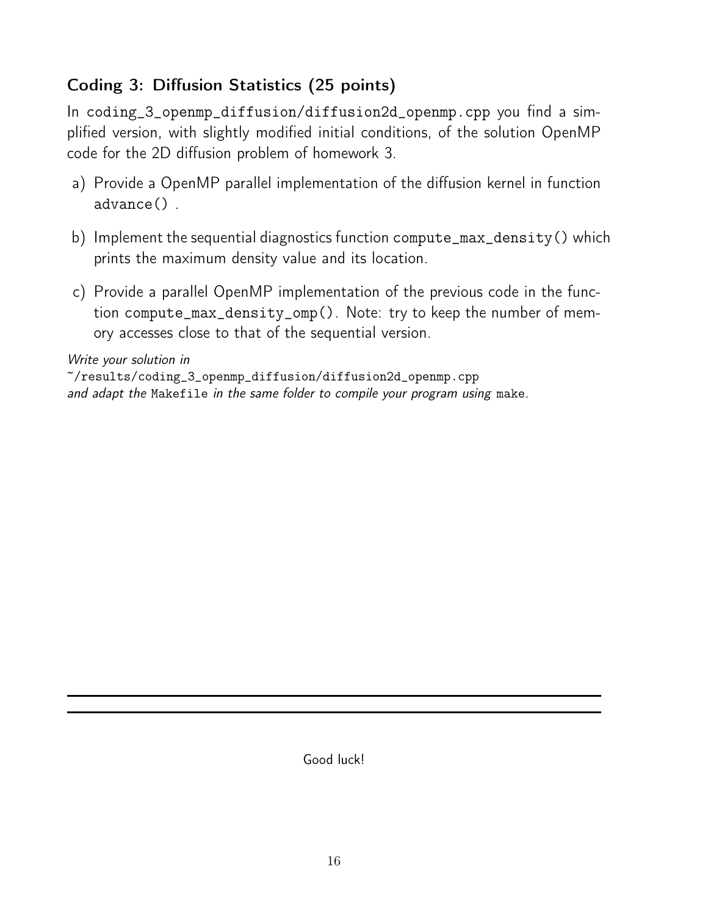### Coding 3: Diffusion Statistics (25 points)

In `coding_3_openmp_diffusion/diffusion2d_openmp.cpp` you find a simplified version, with slightly modified initial conditions, of the solution OpenMP code for the 2D diffusion problem of homework 3.

a) Provide a OpenMP parallel implementation of the diffusion kernel in function `advance()` .

b) Implement the sequential diagnostics function `compute_max_density()` which prints the maximum density value and its location.

c) Provide a parallel OpenMP implementation of the previous code in the function `compute_max_density_omp()`. Note: try to keep the number of memory accesses close to that of the sequential version.

*Write your solution in*
`~/results/coding_3_openmp_diffusion/diffusion2d_openmp.cpp`
*and adapt the* `Makefile` *in the same folder to compile your program using* `make`.

---

Good luck!